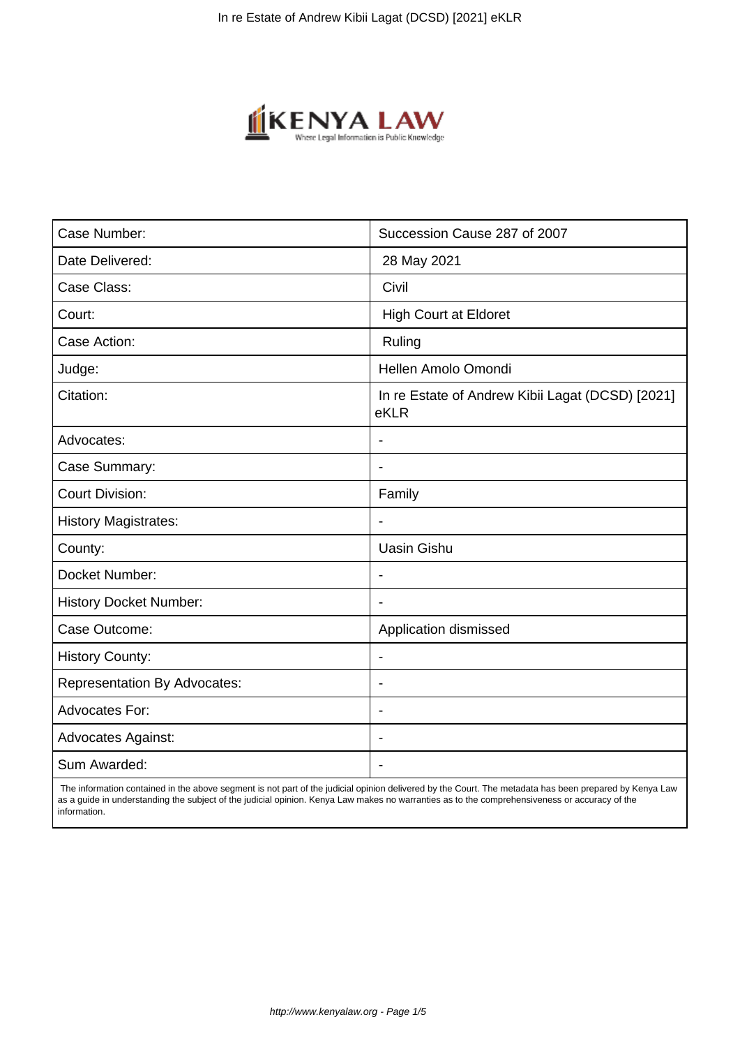| Case Number: | Succession Cause 287 of 2007 |
| --- | --- |
| Date Delivered: | 28 May 2021 |
| Case Class: | Civil |
| Court: | High Court at Eldoret |
| Case Action: | Ruling |
| Judge: | Hellen Amolo Omondi |
| Citation: | In re Estate of Andrew Kibii Lagat (DCSD) [2021] eKLR |
| Advocates: | - |
| Case Summary: | - |
| Court Division: | Family |
| History Magistrates: | - |
| County: | Uasin Gishu |
| Docket Number: | - |
| History Docket Number: | - |
| Case Outcome: | Application dismissed |
| History County: | - |
| Representation By Advocates: | - |
| Advocates For: | - |
| Advocates Against: | - |
| Sum Awarded: | - |

The information contained in the above segment is not part of the judicial opinion delivered by the Court. The metadata has been prepared by Kenya Law as a guide in understanding the subject of the judicial opinion. Kenya Law makes no warranties as to the comprehensiveness or accuracy of the information.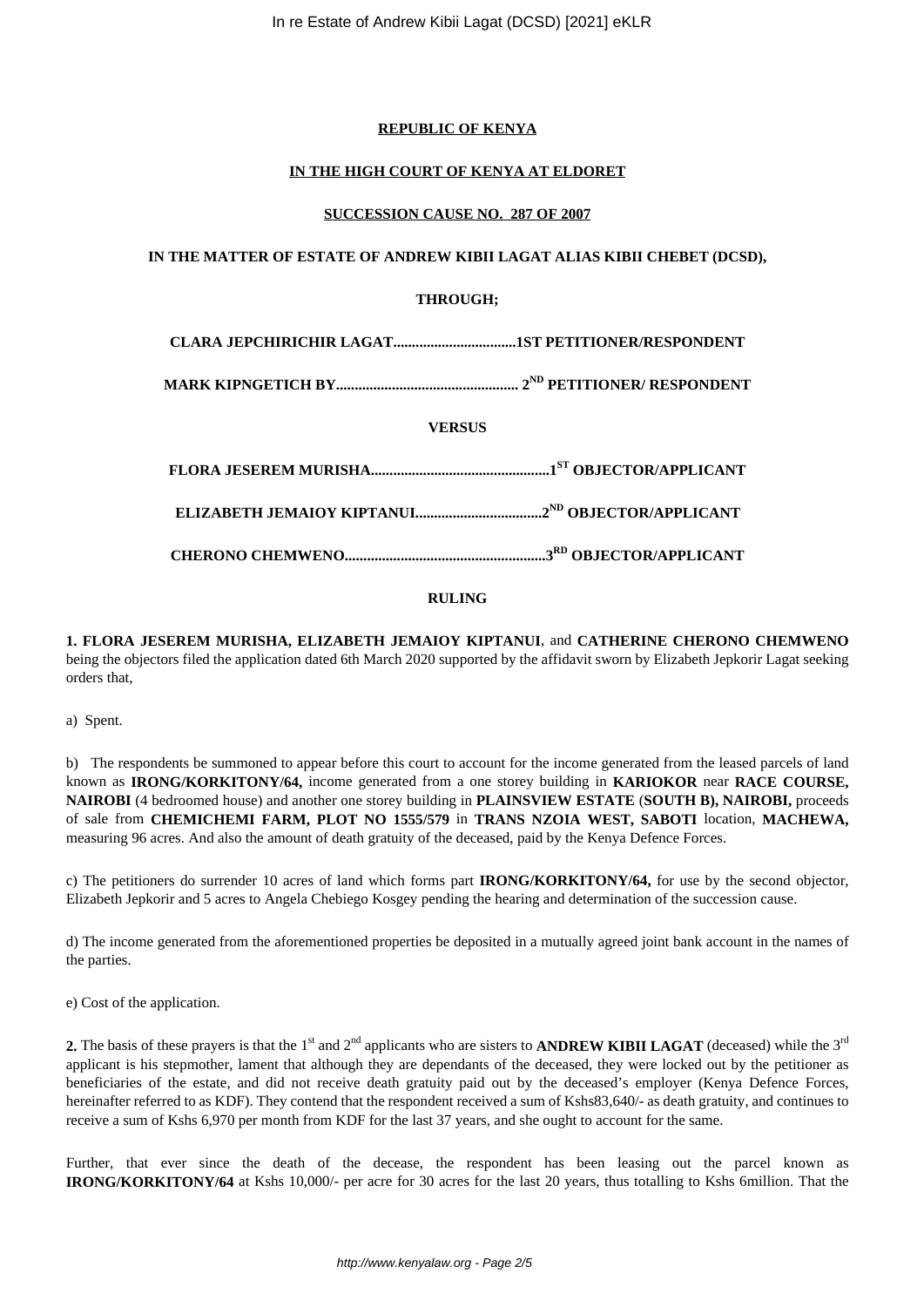**REPUBLIC OF KENYA**

**IN THE HIGH COURT OF KENYA AT ELDORET**

**SUCCESSION CAUSE NO. 287 OF 2007**

**IN THE MATTER OF ESTATE OF ANDREW KIBII LAGAT ALIAS KIBII CHEBET (DCSD),**

**THROUGH;**

**CLARA JEPCHIRICHIR LAGAT.................................1ST PETITIONER/RESPONDENT**

**MARK KIPNGETICH BY................................................ 2ND PETITIONER/ RESPONDENT**

**VERSUS**

**FLORA JESEREM MURISHA................................................1ST OBJECTOR/APPLICANT**

**ELIZABETH JEMAIOY KIPTANUI.................................2ND OBJECTOR/APPLICANT**

**CHERONO CHEMWENO.....................................................3RD OBJECTOR/APPLICANT**

**RULING**

**1. FLORA JESEREM MURISHA, ELIZABETH JEMAIOY KIPTANUI**, and **CATHERINE CHERONO CHEMWENO** being the objectors filed the application dated 6th March 2020 supported by the affidavit sworn by Elizabeth Jepkorir Lagat seeking orders that,

a) Spent.

b) The respondents be summoned to appear before this court to account for the income generated from the leased parcels of land known as **IRONG/KORKITONY/64,** income generated from a one storey building in **KARIOKOR** near **RACE COURSE, NAIROBI** (4 bedroomed house) and another one storey building in **PLAINSVIEW ESTATE** (**SOUTH B), NAIROBI,** proceeds of sale from **CHEMICHEMI FARM, PLOT NO 1555/579** in **TRANS NZOIA WEST, SABOTI** location, **MACHEWA,** measuring 96 acres. And also the amount of death gratuity of the deceased, paid by the Kenya Defence Forces.

c) The petitioners do surrender 10 acres of land which forms part **IRONG/KORKITONY/64,** for use by the second objector, Elizabeth Jepkorir and 5 acres to Angela Chebiego Kosgey pending the hearing and determination of the succession cause.

d) The income generated from the aforementioned properties be deposited in a mutually agreed joint bank account in the names of the parties.

e) Cost of the application.

**2.** The basis of these prayers is that the 1st and 2nd applicants who are sisters to **ANDREW KIBII LAGAT** (deceased) while the 3rd applicant is his stepmother, lament that although they are dependants of the deceased, they were locked out by the petitioner as beneficiaries of the estate, and did not receive death gratuity paid out by the deceased's employer (Kenya Defence Forces, hereinafter referred to as KDF). They contend that the respondent received a sum of Kshs83,640/- as death gratuity, and continues to receive a sum of Kshs 6,970 per month from KDF for the last 37 years, and she ought to account for the same.

Further, that ever since the death of the decease, the respondent has been leasing out the parcel known as **IRONG/KORKITONY/64** at Kshs 10,000/- per acre for 30 acres for the last 20 years, thus totalling to Kshs 6million. That the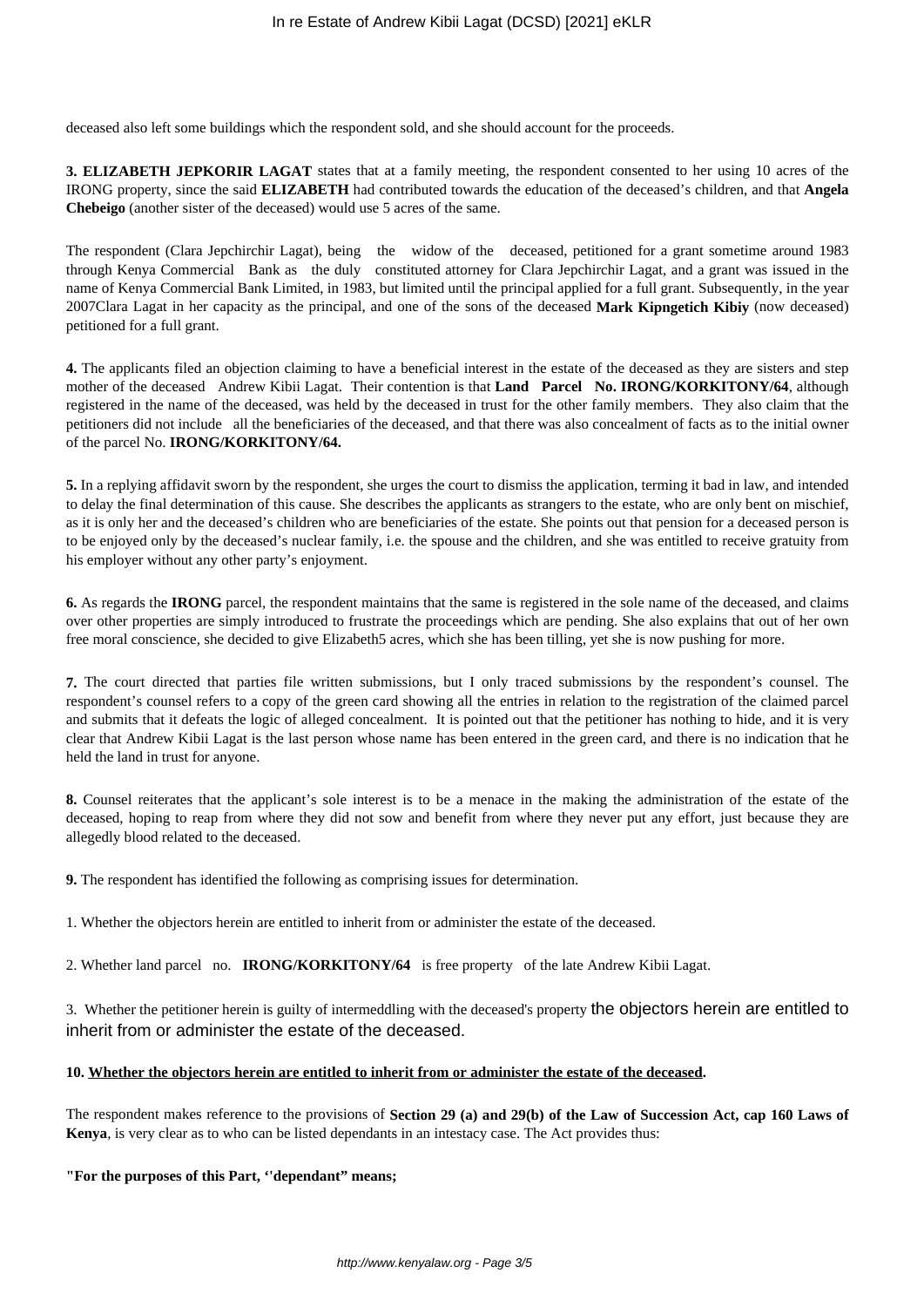deceased also left some buildings which the respondent sold, and she should account for the proceeds.

**3. ELIZABETH JEPKORIR LAGAT** states that at a family meeting, the respondent consented to her using 10 acres of the IRONG property, since the said **ELIZABETH** had contributed towards the education of the deceased's children, and that **Angela Chebeigo** (another sister of the deceased) would use 5 acres of the same.

The respondent (Clara Jepchirchir Lagat), being the widow of the deceased, petitioned for a grant sometime around 1983 through Kenya Commercial Bank as the duly constituted attorney for Clara Jepchirchir Lagat, and a grant was issued in the name of Kenya Commercial Bank Limited, in 1983, but limited until the principal applied for a full grant. Subsequently, in the year 2007Clara Lagat in her capacity as the principal, and one of the sons of the deceased **Mark Kipngetich Kibiy** (now deceased) petitioned for a full grant.

**4.** The applicants filed an objection claiming to have a beneficial interest in the estate of the deceased as they are sisters and step mother of the deceased Andrew Kibii Lagat. Their contention is that **Land Parcel No. IRONG/KORKITONY/64**, although registered in the name of the deceased, was held by the deceased in trust for the other family members. They also claim that the petitioners did not include all the beneficiaries of the deceased, and that there was also concealment of facts as to the initial owner of the parcel No. **IRONG/KORKITONY/64.**

**5.** In a replying affidavit sworn by the respondent, she urges the court to dismiss the application, terming it bad in law, and intended to delay the final determination of this cause. She describes the applicants as strangers to the estate, who are only bent on mischief, as it is only her and the deceased's children who are beneficiaries of the estate. She points out that pension for a deceased person is to be enjoyed only by the deceased's nuclear family, i.e. the spouse and the children, and she was entitled to receive gratuity from his employer without any other party's enjoyment.

**6.** As regards the **IRONG** parcel, the respondent maintains that the same is registered in the sole name of the deceased, and claims over other properties are simply introduced to frustrate the proceedings which are pending. She also explains that out of her own free moral conscience, she decided to give Elizabeth5 acres, which she has been tilling, yet she is now pushing for more.

**7.** The court directed that parties file written submissions, but I only traced submissions by the respondent's counsel. The respondent's counsel refers to a copy of the green card showing all the entries in relation to the registration of the claimed parcel and submits that it defeats the logic of alleged concealment. It is pointed out that the petitioner has nothing to hide, and it is very clear that Andrew Kibii Lagat is the last person whose name has been entered in the green card, and there is no indication that he held the land in trust for anyone.

**8.** Counsel reiterates that the applicant's sole interest is to be a menace in the making the administration of the estate of the deceased, hoping to reap from where they did not sow and benefit from where they never put any effort, just because they are allegedly blood related to the deceased.

**9.** The respondent has identified the following as comprising issues for determination.

1. Whether the objectors herein are entitled to inherit from or administer the estate of the deceased.

2. Whether land parcel no. **IRONG/KORKITONY/64** is free property of the late Andrew Kibii Lagat.

3. Whether the petitioner herein is guilty of intermeddling with the deceased's property the objectors herein are entitled to inherit from or administer the estate of the deceased.

**10. Whether the objectors herein are entitled to inherit from or administer the estate of the deceased.**

The respondent makes reference to the provisions of **Section 29 (a) and 29(b) of the Law of Succession Act, cap 160 Laws of Kenya**, is very clear as to who can be listed dependants in an intestacy case. The Act provides thus:

**"For the purposes of this Part, ''dependant" means;**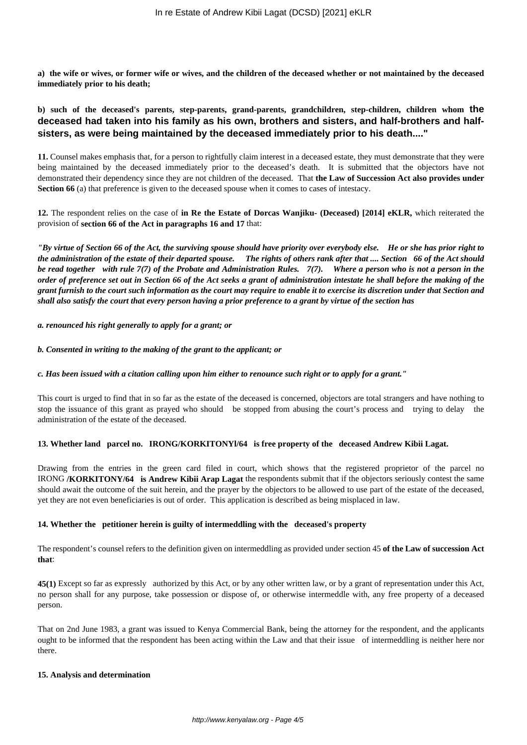**a) the wife or wives, or former wife or wives, and the children of the deceased whether or not maintained by the deceased immediately prior to his death;**

**b) such of the deceased's parents, step-parents, grand-parents, grandchildren, step-children, children whom the deceased had taken into his family as his own, brothers and sisters, and half-brothers and half-sisters, as were being maintained by the deceased immediately prior to his death...."**

**11.** Counsel makes emphasis that, for a person to rightfully claim interest in a deceased estate, they must demonstrate that they were being maintained by the deceased immediately prior to the deceased's death. It is submitted that the objectors have not demonstrated their dependency since they are not children of the deceased. That **the Law of Succession Act also provides under Section 66** (a) that preference is given to the deceased spouse when it comes to cases of intestacy.

**12.** The respondent relies on the case of **in Re the Estate of Dorcas Wanjiku- (Deceased) [2014] eKLR,** which reiterated the provision of **section 66 of the Act in paragraphs 16 and 17** that:

***"By virtue of Section 66 of the Act, the surviving spouse should have priority over everybody else. He or she has prior right to the administration of the estate of their departed spouse. The rights of others rank after that .... Section 66 of the Act should be read together with rule 7(7) of the Probate and Administration Rules. 7(7). Where a person who is not a person in the order of preference set out in Section 66 of the Act seeks a grant of administration intestate he shall before the making of the grant furnish to the court such information as the court may require to enable it to exercise its discretion under that Section and shall also satisfy the court that every person having a prior preference to a grant by virtue of the section has***

***a. renounced his right generally to apply for a grant; or***

***b. Consented in writing to the making of the grant to the applicant; or***

***c. Has been issued with a citation calling upon him either to renounce such right or to apply for a grant."***

This court is urged to find that in so far as the estate of the deceased is concerned, objectors are total strangers and have nothing to stop the issuance of this grant as prayed who should be stopped from abusing the court's process and trying to delay the administration of the estate of the deceased.

**13. Whether land parcel no. IRONG/KORKITONYI/64 is free property of the deceased Andrew Kibii Lagat.**

Drawing from the entries in the green card filed in court, which shows that the registered proprietor of the parcel no IRONG **/KORKITONY/64 is Andrew Kibii Arap Lagat** the respondents submit that if the objectors seriously contest the same should await the outcome of the suit herein, and the prayer by the objectors to be allowed to use part of the estate of the deceased, yet they are not even beneficiaries is out of order. This application is described as being misplaced in law.

**14. Whether the petitioner herein is guilty of intermeddling with the deceased's property**

The respondent's counsel refers to the definition given on intermeddling as provided under section 45 **of the Law of succession Act that**:

**45(1)** Except so far as expressly authorized by this Act, or by any other written law, or by a grant of representation under this Act, no person shall for any purpose, take possession or dispose of, or otherwise intermeddle with, any free property of a deceased person.

That on 2nd June 1983, a grant was issued to Kenya Commercial Bank, being the attorney for the respondent, and the applicants ought to be informed that the respondent has been acting within the Law and that their issue of intermeddling is neither here nor there.

**15. Analysis and determination**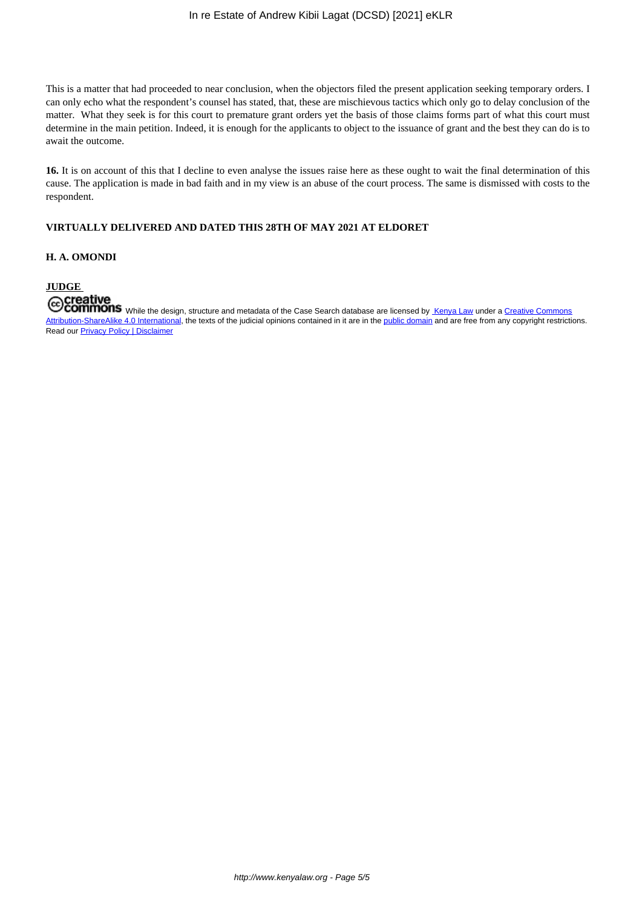This is a matter that had proceeded to near conclusion, when the objectors filed the present application seeking temporary orders. I can only echo what the respondent's counsel has stated, that, these are mischievous tactics which only go to delay conclusion of the matter. What they seek is for this court to premature grant orders yet the basis of those claims forms part of what this court must determine in the main petition. Indeed, it is enough for the applicants to object to the issuance of grant and the best they can do is to await the outcome.

**16.** It is on account of this that I decline to even analyse the issues raise here as these ought to wait the final determination of this cause. The application is made in bad faith and in my view is an abuse of the court process. The same is dismissed with costs to the respondent.

**VIRTUALLY DELIVERED AND DATED THIS 28TH OF MAY 2021 AT ELDORET**

**H. A. OMONDI**

**JUDGE**

While the design, structure and metadata of the Case Search database are licensed by Kenya Law under a Creative Commons Attribution-ShareAlike 4.0 International, the texts of the judicial opinions contained in it are in the public domain and are free from any copyright restrictions. Read our Privacy Policy | Disclaimer